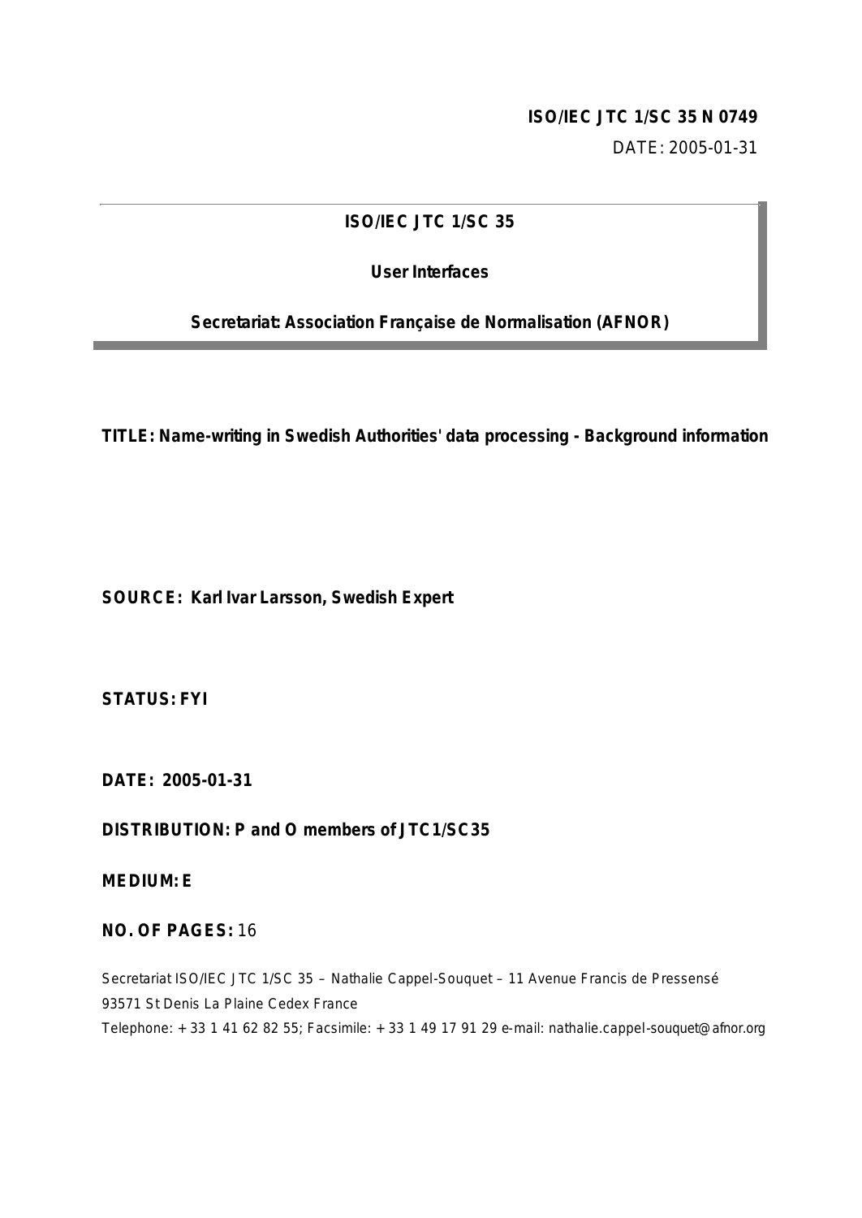**ISO/IEC JTC 1/SC 35 N 0749**

DATE: 2005-01-31

**ISO/IEC JTC 1/SC 35**

**User Interfaces**

**Secretariat: Association Française de Normalisation (AFNOR)**

**TITLE: Name-writing in Swedish Authorities' data processing - Background information**

**SOURCE: Karl Ivar Larsson, Swedish Expert**

**STATUS: FYI**

**DATE: 2005-01-31**

**DISTRIBUTION: P and O members of JTC1/SC35**

**MEDIUM: E**

**NO. OF PAGES:** 16

Secretariat ISO/IEC JTC 1/SC 35 – Nathalie Cappel-Souquet – 11 Avenue Francis de Pressensé
93571 St Denis La Plaine Cedex France
Telephone: + 33 1 41 62 82 55; Facsimile: + 33 1 49 17 91 29 e-mail: nathalie.cappel-souquet@afnor.org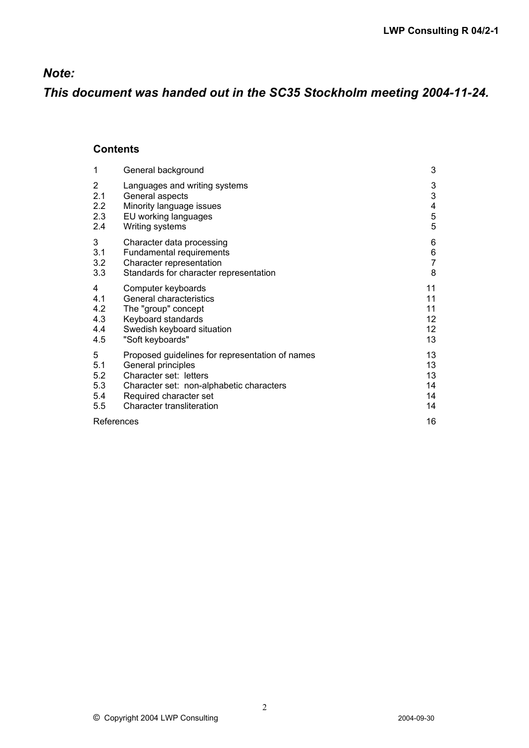***Note:***

***This document was handed out in the SC35 Stockholm meeting 2004-11-24.***

## Contents

| | | |
|---|---|---|
| 1 | General background | 3 |
| 2 | Languages and writing systems | 3 |
| 2.1 | General aspects | 3 |
| 2.2 | Minority language issues | 4 |
| 2.3 | EU working languages | 5 |
| 2.4 | Writing systems | 5 |
| 3 | Character data processing | 6 |
| 3.1 | Fundamental requirements | 6 |
| 3.2 | Character representation | 7 |
| 3.3 | Standards for character representation | 8 |
| 4 | Computer keyboards | 11 |
| 4.1 | General characteristics | 11 |
| 4.2 | The "group" concept | 11 |
| 4.3 | Keyboard standards | 12 |
| 4.4 | Swedish keyboard situation | 12 |
| 4.5 | "Soft keyboards" | 13 |
| 5 | Proposed guidelines for representation of names | 13 |
| 5.1 | General principles | 13 |
| 5.2 | Character set: letters | 13 |
| 5.3 | Character set: non-alphabetic characters | 14 |
| 5.4 | Required character set | 14 |
| 5.5 | Character transliteration | 14 |
| References | | 16 |

© Copyright 2004 LWP Consulting 2004-09-30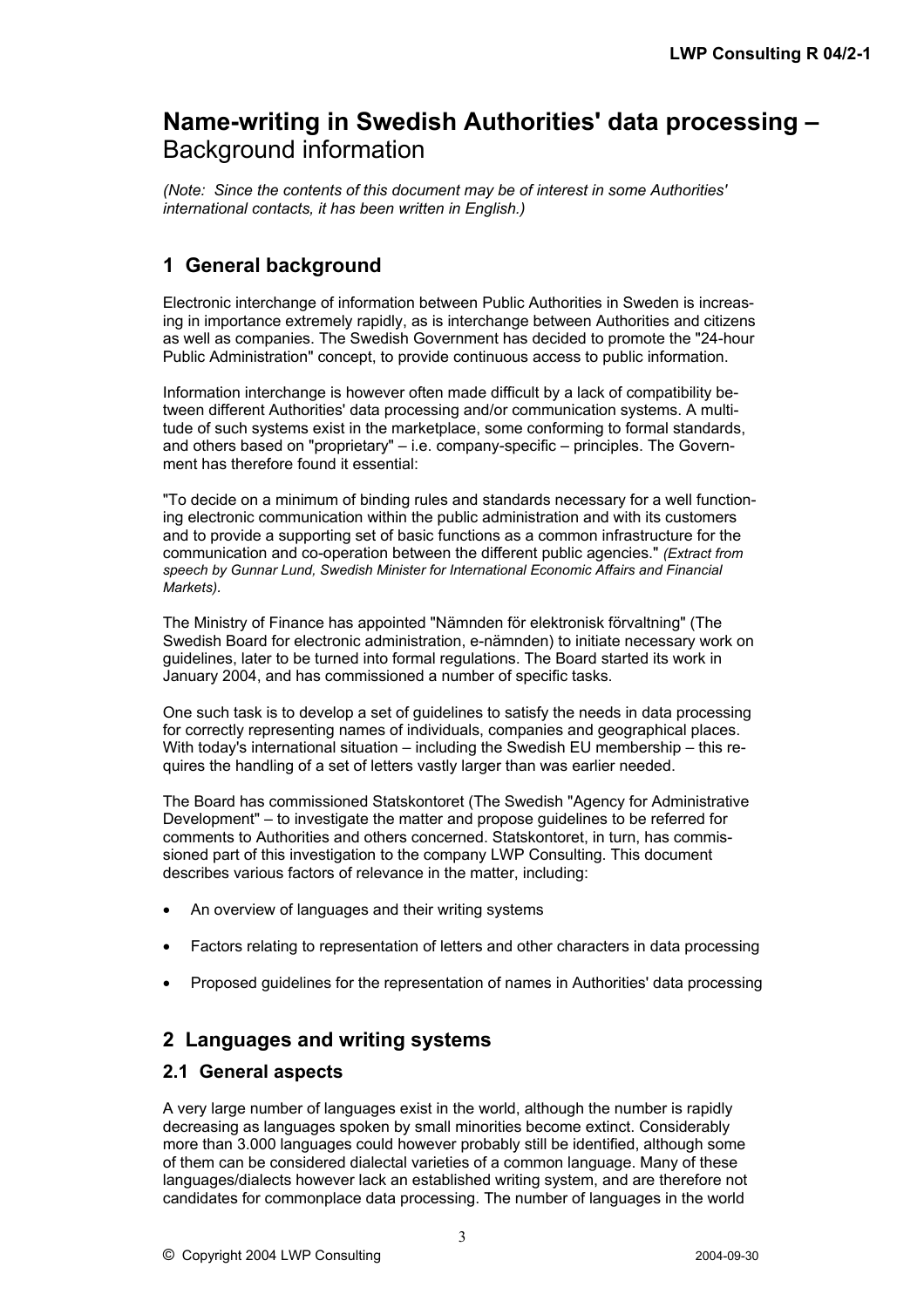# Name-writing in Swedish Authorities' data processing – Background information

*(Note: Since the contents of this document may be of interest in some Authorities' international contacts, it has been written in English.)*

## 1 General background

Electronic interchange of information between Public Authorities in Sweden is increasing in importance extremely rapidly, as is interchange between Authorities and citizens as well as companies. The Swedish Government has decided to promote the "24-hour Public Administration" concept, to provide continuous access to public information.

Information interchange is however often made difficult by a lack of compatibility between different Authorities' data processing and/or communication systems. A multitude of such systems exist in the marketplace, some conforming to formal standards, and others based on "proprietary" – i.e. company-specific – principles. The Government has therefore found it essential:

"To decide on a minimum of binding rules and standards necessary for a well functioning electronic communication within the public administration and with its customers and to provide a supporting set of basic functions as a common infrastructure for the communication and co-operation between the different public agencies." *(Extract from speech by Gunnar Lund, Swedish Minister for International Economic Affairs and Financial Markets).*

The Ministry of Finance has appointed "Nämnden för elektronisk förvaltning" (The Swedish Board for electronic administration, e-nämnden) to initiate necessary work on guidelines, later to be turned into formal regulations. The Board started its work in January 2004, and has commissioned a number of specific tasks.

One such task is to develop a set of guidelines to satisfy the needs in data processing for correctly representing names of individuals, companies and geographical places. With today's international situation – including the Swedish EU membership – this requires the handling of a set of letters vastly larger than was earlier needed.

The Board has commissioned Statskontoret (The Swedish "Agency for Administrative Development" – to investigate the matter and propose guidelines to be referred for comments to Authorities and others concerned. Statskontoret, in turn, has commissioned part of this investigation to the company LWP Consulting. This document describes various factors of relevance in the matter, including:

- An overview of languages and their writing systems
- Factors relating to representation of letters and other characters in data processing
- Proposed guidelines for the representation of names in Authorities' data processing

## 2 Languages and writing systems

### 2.1 General aspects

A very large number of languages exist in the world, although the number is rapidly decreasing as languages spoken by small minorities become extinct. Considerably more than 3.000 languages could however probably still be identified, although some of them can be considered dialectal varieties of a common language. Many of these languages/dialects however lack an established writing system, and are therefore not candidates for commonplace data processing. The number of languages in the world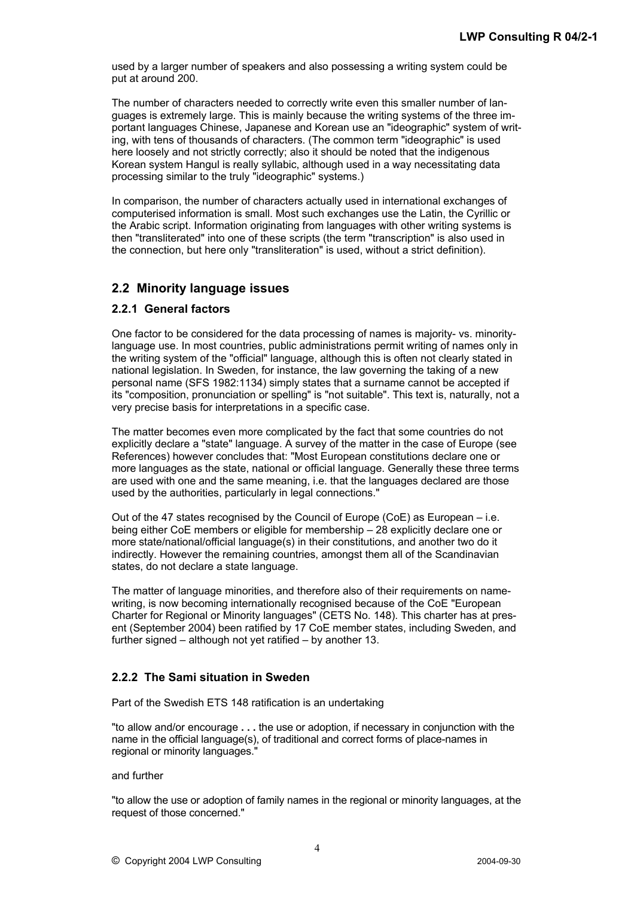used by a larger number of speakers and also possessing a writing system could be put at around 200.

The number of characters needed to correctly write even this smaller number of languages is extremely large. This is mainly because the writing systems of the three important languages Chinese, Japanese and Korean use an "ideographic" system of writing, with tens of thousands of characters. (The common term "ideographic" is used here loosely and not strictly correctly; also it should be noted that the indigenous Korean system Hangul is really syllabic, although used in a way necessitating data processing similar to the truly "ideographic" systems.)

In comparison, the number of characters actually used in international exchanges of computerised information is small. Most such exchanges use the Latin, the Cyrillic or the Arabic script. Information originating from languages with other writing systems is then "transliterated" into one of these scripts (the term "transcription" is also used in the connection, but here only "transliteration" is used, without a strict definition).

## 2.2 Minority language issues

### 2.2.1 General factors

One factor to be considered for the data processing of names is majority- vs. minority-language use. In most countries, public administrations permit writing of names only in the writing system of the "official" language, although this is often not clearly stated in national legislation. In Sweden, for instance, the law governing the taking of a new personal name (SFS 1982:1134) simply states that a surname cannot be accepted if its "composition, pronunciation or spelling" is "not suitable". This text is, naturally, not a very precise basis for interpretations in a specific case.

The matter becomes even more complicated by the fact that some countries do not explicitly declare a "state" language. A survey of the matter in the case of Europe (see References) however concludes that: "Most European constitutions declare one or more languages as the state, national or official language. Generally these three terms are used with one and the same meaning, i.e. that the languages declared are those used by the authorities, particularly in legal connections."

Out of the 47 states recognised by the Council of Europe (CoE) as European – i.e. being either CoE members or eligible for membership – 28 explicitly declare one or more state/national/official language(s) in their constitutions, and another two do it indirectly. However the remaining countries, amongst them all of the Scandinavian states, do not declare a state language.

The matter of language minorities, and therefore also of their requirements on name-writing, is now becoming internationally recognised because of the CoE "European Charter for Regional or Minority languages" (CETS No. 148). This charter has at present (September 2004) been ratified by 17 CoE member states, including Sweden, and further signed – although not yet ratified – by another 13.

### 2.2.2 The Sami situation in Sweden

Part of the Swedish ETS 148 ratification is an undertaking

"to allow and/or encourage **. . .** the use or adoption, if necessary in conjunction with the name in the official language(s), of traditional and correct forms of place-names in regional or minority languages."

and further

"to allow the use or adoption of family names in the regional or minority languages, at the request of those concerned."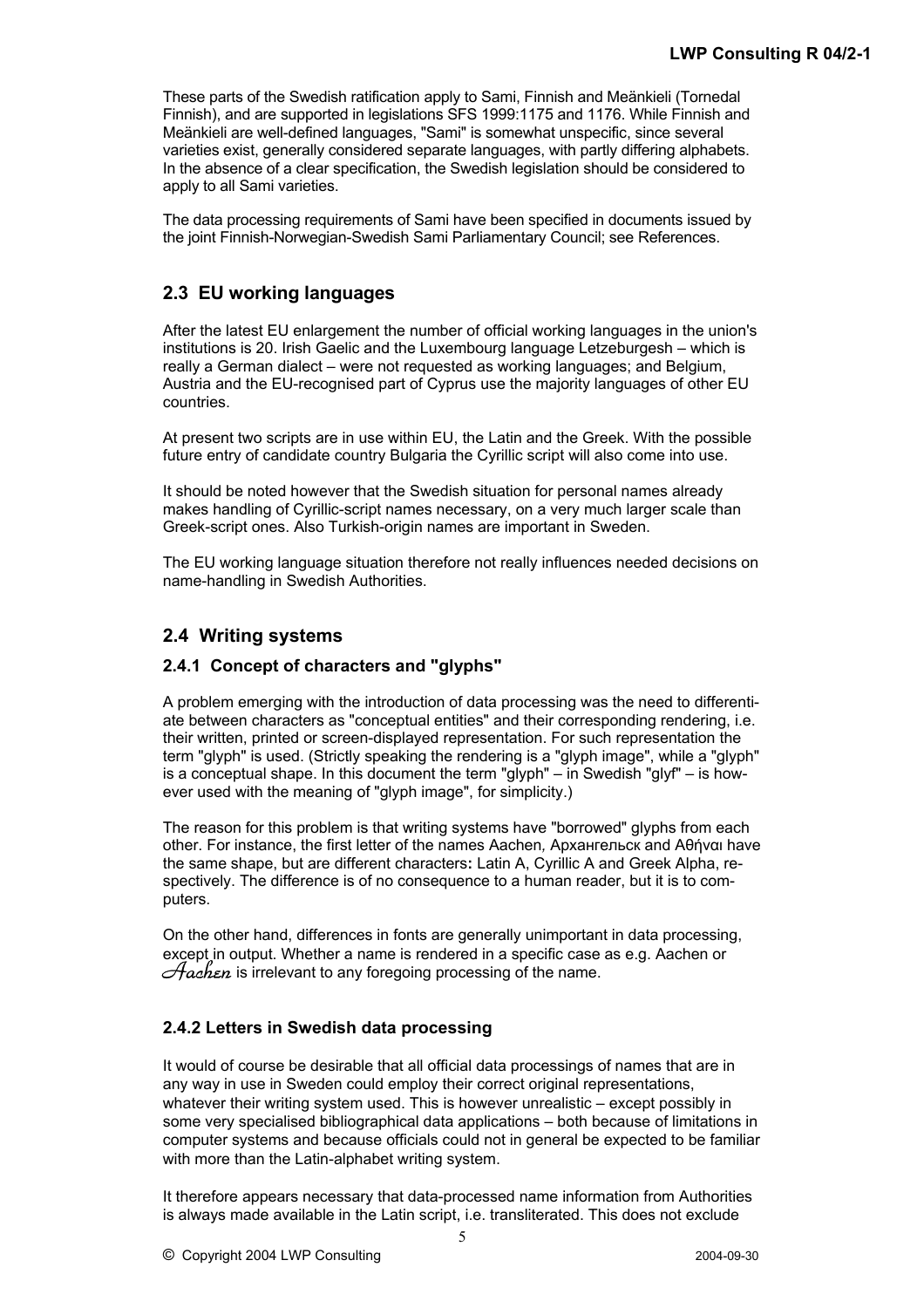These parts of the Swedish ratification apply to Sami, Finnish and Meänkieli (Tornedal Finnish), and are supported in legislations SFS 1999:1175 and 1176. While Finnish and Meänkieli are well-defined languages, "Sami" is somewhat unspecific, since several varieties exist, generally considered separate languages, with partly differing alphabets. In the absence of a clear specification, the Swedish legislation should be considered to apply to all Sami varieties.

The data processing requirements of Sami have been specified in documents issued by the joint Finnish-Norwegian-Swedish Sami Parliamentary Council; see References.

## 2.3 EU working languages

After the latest EU enlargement the number of official working languages in the union's institutions is 20. Irish Gaelic and the Luxembourg language Letzeburgesh – which is really a German dialect – were not requested as working languages; and Belgium, Austria and the EU-recognised part of Cyprus use the majority languages of other EU countries.

At present two scripts are in use within EU, the Latin and the Greek. With the possible future entry of candidate country Bulgaria the Cyrillic script will also come into use.

It should be noted however that the Swedish situation for personal names already makes handling of Cyrillic-script names necessary, on a very much larger scale than Greek-script ones. Also Turkish-origin names are important in Sweden.

The EU working language situation therefore not really influences needed decisions on name-handling in Swedish Authorities.

## 2.4 Writing systems

### 2.4.1 Concept of characters and "glyphs"

A problem emerging with the introduction of data processing was the need to differentiate between characters as "conceptual entities" and their corresponding rendering, i.e. their written, printed or screen-displayed representation. For such representation the term "glyph" is used. (Strictly speaking the rendering is a "glyph image", while a "glyph" is a conceptual shape. In this document the term "glyph" – in Swedish "glyf" – is however used with the meaning of "glyph image", for simplicity.)

The reason for this problem is that writing systems have "borrowed" glyphs from each other. For instance, the first letter of the names Aachen, Архангельск and Αθήναι have the same shape, but are different characters**:** Latin A, Cyrillic A and Greek Alpha, respectively. The difference is of no consequence to a human reader, but it is to computers.

On the other hand, differences in fonts are generally unimportant in data processing, except in output. Whether a name is rendered in a specific case as e.g. Aachen or *Aachen* is irrelevant to any foregoing processing of the name.

### 2.4.2 Letters in Swedish data processing

It would of course be desirable that all official data processings of names that are in any way in use in Sweden could employ their correct original representations, whatever their writing system used. This is however unrealistic – except possibly in some very specialised bibliographical data applications – both because of limitations in computer systems and because officials could not in general be expected to be familiar with more than the Latin-alphabet writing system.

It therefore appears necessary that data-processed name information from Authorities is always made available in the Latin script, i.e. transliterated. This does not exclude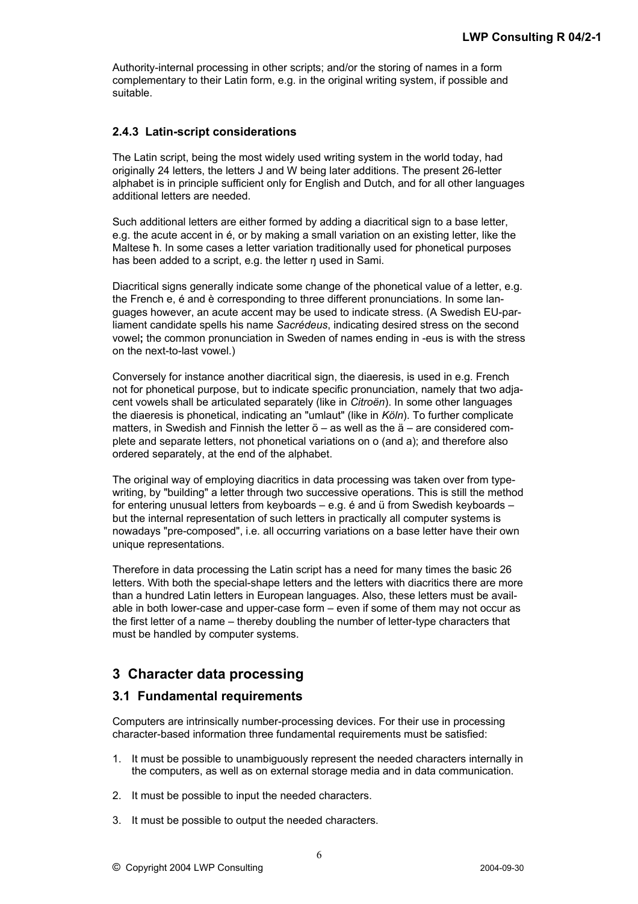Authority-internal processing in other scripts; and/or the storing of names in a form complementary to their Latin form, e.g. in the original writing system, if possible and suitable.

### 2.4.3 Latin-script considerations

The Latin script, being the most widely used writing system in the world today, had originally 24 letters, the letters J and W being later additions. The present 26-letter alphabet is in principle sufficient only for English and Dutch, and for all other languages additional letters are needed.

Such additional letters are either formed by adding a diacritical sign to a base letter, e.g. the acute accent in é, or by making a small variation on an existing letter, like the Maltese ħ. In some cases a letter variation traditionally used for phonetical purposes has been added to a script, e.g. the letter ŋ used in Sami.

Diacritical signs generally indicate some change of the phonetical value of a letter, e.g. the French e, é and è corresponding to three different pronunciations. In some languages however, an acute accent may be used to indicate stress. (A Swedish EU-parliament candidate spells his name *Sacrédeus*, indicating desired stress on the second vowel**;** the common pronunciation in Sweden of names ending in -eus is with the stress on the next-to-last vowel.)

Conversely for instance another diacritical sign, the diaeresis, is used in e.g. French not for phonetical purpose, but to indicate specific pronunciation, namely that two adjacent vowels shall be articulated separately (like in *Citroën*). In some other languages the diaeresis is phonetical, indicating an "umlaut" (like in *Köln*). To further complicate matters, in Swedish and Finnish the letter ö – as well as the ä – are considered complete and separate letters, not phonetical variations on o (and a); and therefore also ordered separately, at the end of the alphabet.

The original way of employing diacritics in data processing was taken over from typewriting, by "building" a letter through two successive operations. This is still the method for entering unusual letters from keyboards – e.g. é and ü from Swedish keyboards – but the internal representation of such letters in practically all computer systems is nowadays "pre-composed", i.e. all occurring variations on a base letter have their own unique representations.

Therefore in data processing the Latin script has a need for many times the basic 26 letters. With both the special-shape letters and the letters with diacritics there are more than a hundred Latin letters in European languages. Also, these letters must be available in both lower-case and upper-case form – even if some of them may not occur as the first letter of a name – thereby doubling the number of letter-type characters that must be handled by computer systems.

# 3 Character data processing

## 3.1 Fundamental requirements

Computers are intrinsically number-processing devices. For their use in processing character-based information three fundamental requirements must be satisfied:

1. It must be possible to unambiguously represent the needed characters internally in the computers, as well as on external storage media and in data communication.
2. It must be possible to input the needed characters.
3. It must be possible to output the needed characters.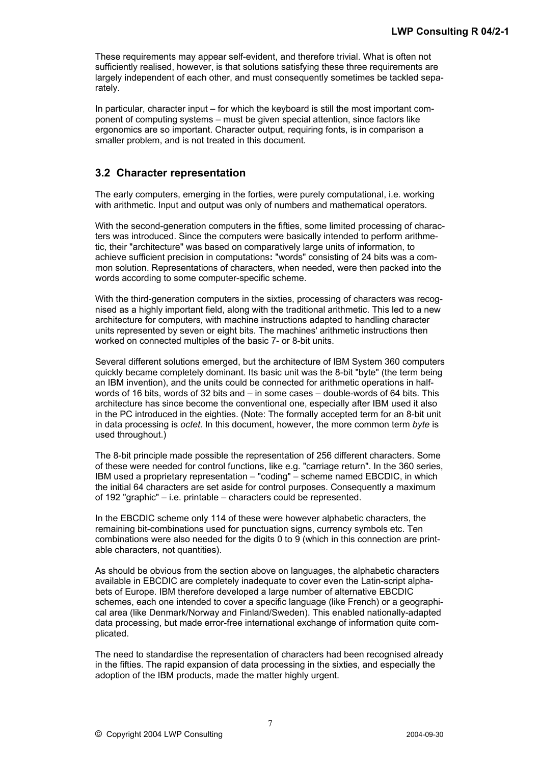These requirements may appear self-evident, and therefore trivial. What is often not sufficiently realised, however, is that solutions satisfying these three requirements are largely independent of each other, and must consequently sometimes be tackled separately.

In particular, character input – for which the keyboard is still the most important component of computing systems – must be given special attention, since factors like ergonomics are so important. Character output, requiring fonts, is in comparison a smaller problem, and is not treated in this document.

## 3.2 Character representation

The early computers, emerging in the forties, were purely computational, i.e. working with arithmetic. Input and output was only of numbers and mathematical operators.

With the second-generation computers in the fifties, some limited processing of characters was introduced. Since the computers were basically intended to perform arithmetic, their "architecture" was based on comparatively large units of information, to achieve sufficient precision in computations**:** "words" consisting of 24 bits was a common solution. Representations of characters, when needed, were then packed into the words according to some computer-specific scheme.

With the third-generation computers in the sixties, processing of characters was recognised as a highly important field, along with the traditional arithmetic. This led to a new architecture for computers, with machine instructions adapted to handling character units represented by seven or eight bits. The machines' arithmetic instructions then worked on connected multiples of the basic 7- or 8-bit units.

Several different solutions emerged, but the architecture of IBM System 360 computers quickly became completely dominant. Its basic unit was the 8-bit "byte" (the term being an IBM invention), and the units could be connected for arithmetic operations in half-words of 16 bits, words of 32 bits and – in some cases – double-words of 64 bits. This architecture has since become the conventional one, especially after IBM used it also in the PC introduced in the eighties. (Note: The formally accepted term for an 8-bit unit in data processing is *octet*. In this document, however, the more common term *byte* is used throughout.)

The 8-bit principle made possible the representation of 256 different characters. Some of these were needed for control functions, like e.g. "carriage return". In the 360 series, IBM used a proprietary representation – "coding" – scheme named EBCDIC, in which the initial 64 characters are set aside for control purposes. Consequently a maximum of 192 "graphic" – i.e. printable – characters could be represented.

In the EBCDIC scheme only 114 of these were however alphabetic characters, the remaining bit-combinations used for punctuation signs, currency symbols etc. Ten combinations were also needed for the digits 0 to 9 (which in this connection are printable characters, not quantities).

As should be obvious from the section above on languages, the alphabetic characters available in EBCDIC are completely inadequate to cover even the Latin-script alphabets of Europe. IBM therefore developed a large number of alternative EBCDIC schemes, each one intended to cover a specific language (like French) or a geographical area (like Denmark/Norway and Finland/Sweden). This enabled nationally-adapted data processing, but made error-free international exchange of information quite complicated.

The need to standardise the representation of characters had been recognised already in the fifties. The rapid expansion of data processing in the sixties, and especially the adoption of the IBM products, made the matter highly urgent.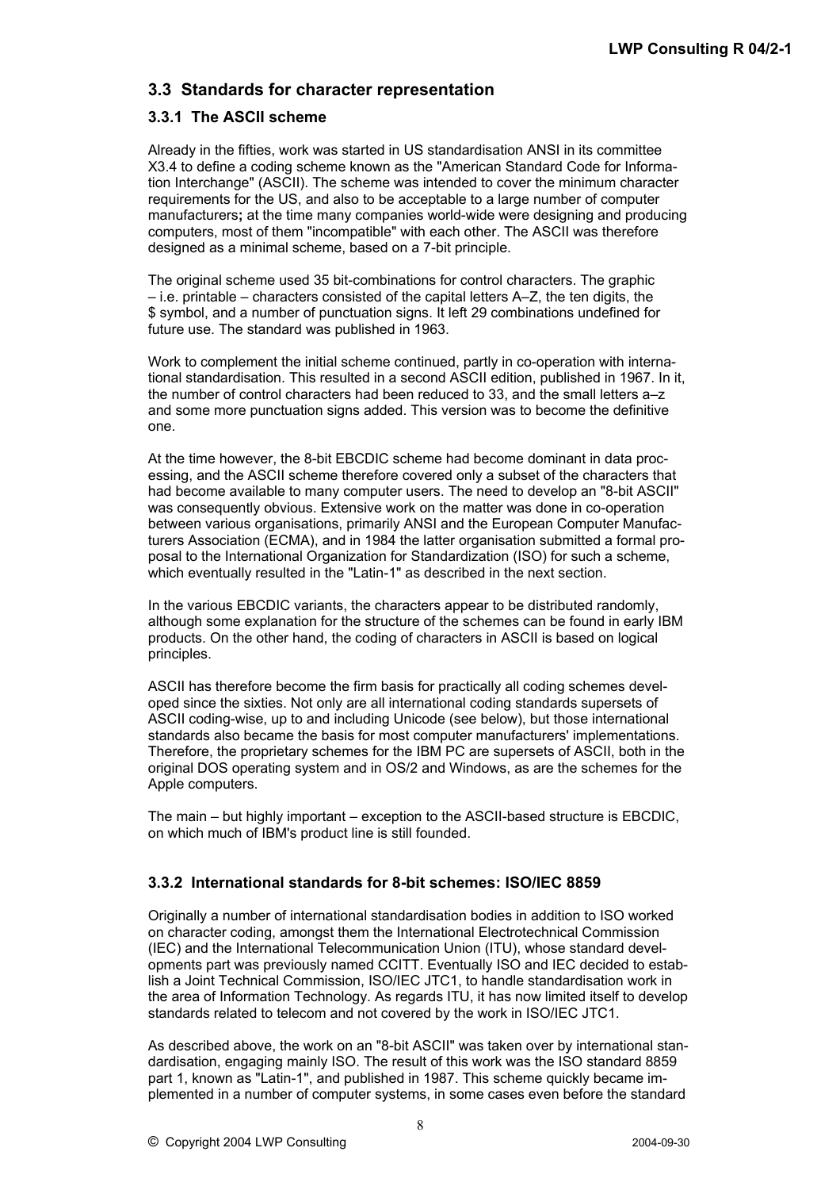## 3.3 Standards for character representation

### 3.3.1 The ASCII scheme

Already in the fifties, work was started in US standardisation ANSI in its committee X3.4 to define a coding scheme known as the "American Standard Code for Information Interchange" (ASCII). The scheme was intended to cover the minimum character requirements for the US, and also to be acceptable to a large number of computer manufacturers**;** at the time many companies world-wide were designing and producing computers, most of them "incompatible" with each other. The ASCII was therefore designed as a minimal scheme, based on a 7-bit principle.

The original scheme used 35 bit-combinations for control characters. The graphic – i.e. printable – characters consisted of the capital letters A–Z, the ten digits, the $ symbol, and a number of punctuation signs. It left 29 combinations undefined for future use. The standard was published in 1963.

Work to complement the initial scheme continued, partly in co-operation with international standardisation. This resulted in a second ASCII edition, published in 1967. In it, the number of control characters had been reduced to 33, and the small letters a–z and some more punctuation signs added. This version was to become the definitive one.

At the time however, the 8-bit EBCDIC scheme had become dominant in data processing, and the ASCII scheme therefore covered only a subset of the characters that had become available to many computer users. The need to develop an "8-bit ASCII" was consequently obvious. Extensive work on the matter was done in co-operation between various organisations, primarily ANSI and the European Computer Manufacturers Association (ECMA), and in 1984 the latter organisation submitted a formal proposal to the International Organization for Standardization (ISO) for such a scheme, which eventually resulted in the "Latin-1" as described in the next section.

In the various EBCDIC variants, the characters appear to be distributed randomly, although some explanation for the structure of the schemes can be found in early IBM products. On the other hand, the coding of characters in ASCII is based on logical principles.

ASCII has therefore become the firm basis for practically all coding schemes developed since the sixties. Not only are all international coding standards supersets of ASCII coding-wise, up to and including Unicode (see below), but those international standards also became the basis for most computer manufacturers' implementations. Therefore, the proprietary schemes for the IBM PC are supersets of ASCII, both in the original DOS operating system and in OS/2 and Windows, as are the schemes for the Apple computers.

The main – but highly important – exception to the ASCII-based structure is EBCDIC, on which much of IBM's product line is still founded.

### 3.3.2 International standards for 8-bit schemes: ISO/IEC 8859

Originally a number of international standardisation bodies in addition to ISO worked on character coding, amongst them the International Electrotechnical Commission (IEC) and the International Telecommunication Union (ITU), whose standard developments part was previously named CCITT. Eventually ISO and IEC decided to establish a Joint Technical Commission, ISO/IEC JTC1, to handle standardisation work in the area of Information Technology. As regards ITU, it has now limited itself to develop standards related to telecom and not covered by the work in ISO/IEC JTC1.

As described above, the work on an "8-bit ASCII" was taken over by international standardisation, engaging mainly ISO. The result of this work was the ISO standard 8859 part 1, known as "Latin-1", and published in 1987. This scheme quickly became implemented in a number of computer systems, in some cases even before the standard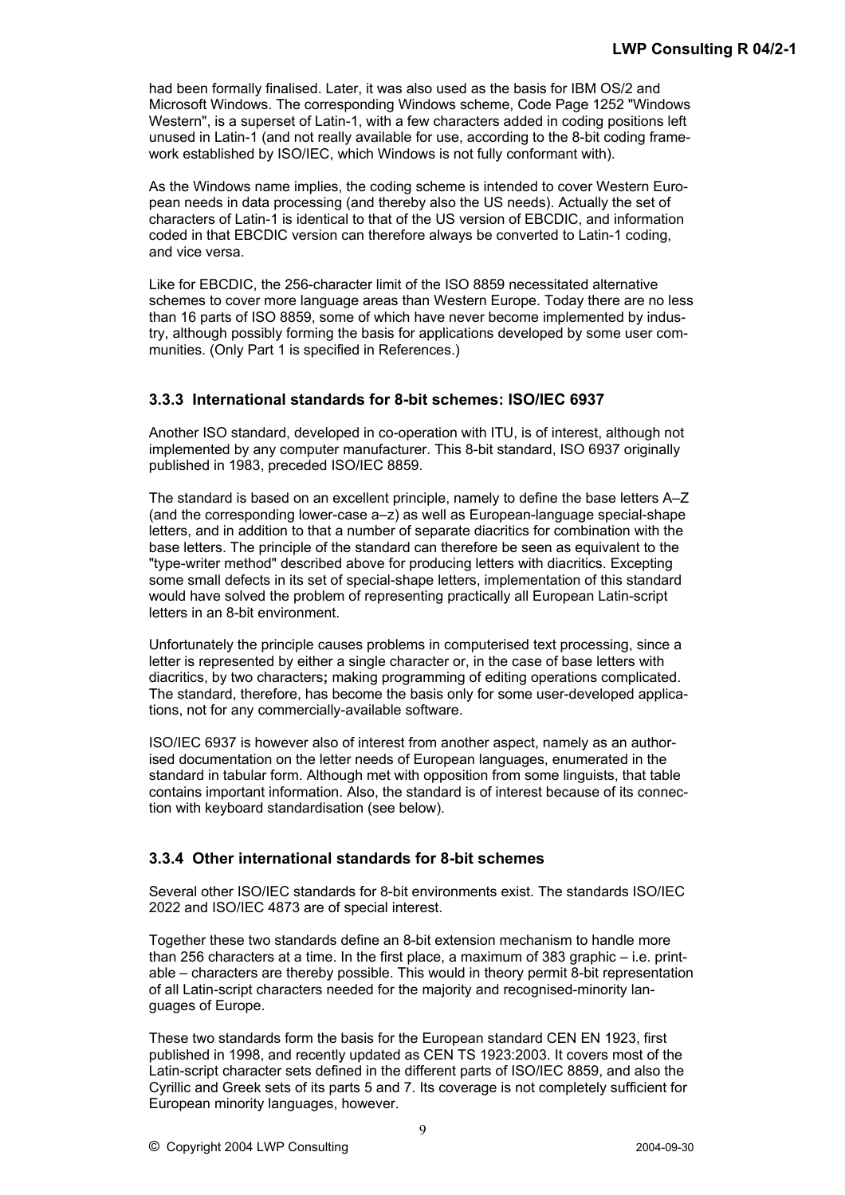had been formally finalised. Later, it was also used as the basis for IBM OS/2 and Microsoft Windows. The corresponding Windows scheme, Code Page 1252 "Windows Western", is a superset of Latin-1, with a few characters added in coding positions left unused in Latin-1 (and not really available for use, according to the 8-bit coding framework established by ISO/IEC, which Windows is not fully conformant with).

As the Windows name implies, the coding scheme is intended to cover Western European needs in data processing (and thereby also the US needs). Actually the set of characters of Latin-1 is identical to that of the US version of EBCDIC, and information coded in that EBCDIC version can therefore always be converted to Latin-1 coding, and vice versa.

Like for EBCDIC, the 256-character limit of the ISO 8859 necessitated alternative schemes to cover more language areas than Western Europe. Today there are no less than 16 parts of ISO 8859, some of which have never become implemented by industry, although possibly forming the basis for applications developed by some user communities. (Only Part 1 is specified in References.)

### 3.3.3 International standards for 8-bit schemes: ISO/IEC 6937

Another ISO standard, developed in co-operation with ITU, is of interest, although not implemented by any computer manufacturer. This 8-bit standard, ISO 6937 originally published in 1983, preceded ISO/IEC 8859.

The standard is based on an excellent principle, namely to define the base letters A–Z (and the corresponding lower-case a–z) as well as European-language special-shape letters, and in addition to that a number of separate diacritics for combination with the base letters. The principle of the standard can therefore be seen as equivalent to the "type-writer method" described above for producing letters with diacritics. Excepting some small defects in its set of special-shape letters, implementation of this standard would have solved the problem of representing practically all European Latin-script letters in an 8-bit environment.

Unfortunately the principle causes problems in computerised text processing, since a letter is represented by either a single character or, in the case of base letters with diacritics, by two characters**;** making programming of editing operations complicated. The standard, therefore, has become the basis only for some user-developed applications, not for any commercially-available software.

ISO/IEC 6937 is however also of interest from another aspect, namely as an authorised documentation on the letter needs of European languages, enumerated in the standard in tabular form. Although met with opposition from some linguists, that table contains important information. Also, the standard is of interest because of its connection with keyboard standardisation (see below).

### 3.3.4 Other international standards for 8-bit schemes

Several other ISO/IEC standards for 8-bit environments exist. The standards ISO/IEC 2022 and ISO/IEC 4873 are of special interest.

Together these two standards define an 8-bit extension mechanism to handle more than 256 characters at a time. In the first place, a maximum of 383 graphic – i.e. printable – characters are thereby possible. This would in theory permit 8-bit representation of all Latin-script characters needed for the majority and recognised-minority languages of Europe.

These two standards form the basis for the European standard CEN EN 1923, first published in 1998, and recently updated as CEN TS 1923:2003. It covers most of the Latin-script character sets defined in the different parts of ISO/IEC 8859, and also the Cyrillic and Greek sets of its parts 5 and 7. Its coverage is not completely sufficient for European minority languages, however.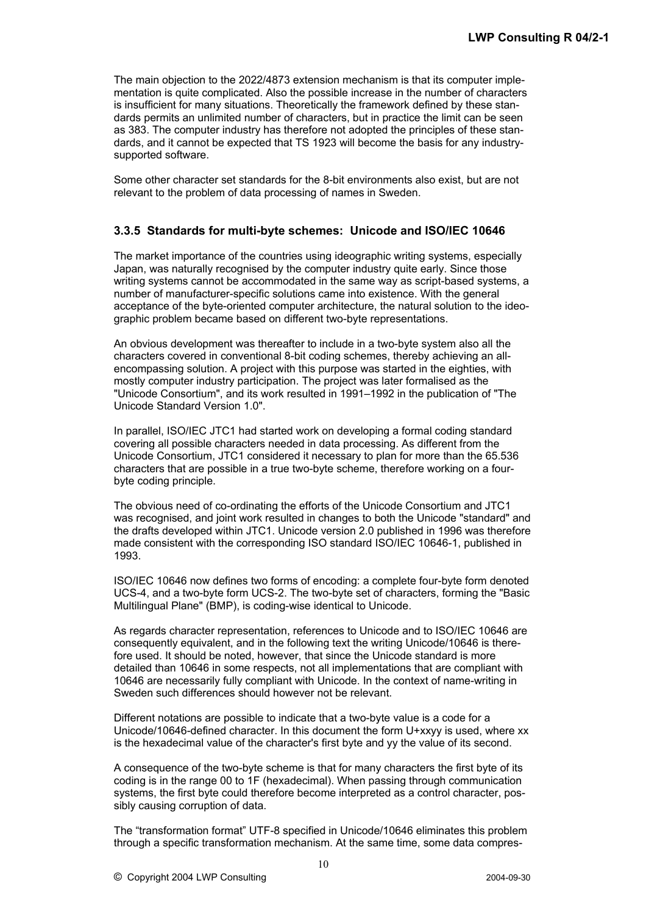The main objection to the 2022/4873 extension mechanism is that its computer implementation is quite complicated. Also the possible increase in the number of characters is insufficient for many situations. Theoretically the framework defined by these standards permits an unlimited number of characters, but in practice the limit can be seen as 383. The computer industry has therefore not adopted the principles of these standards, and it cannot be expected that TS 1923 will become the basis for any industry-supported software.

Some other character set standards for the 8-bit environments also exist, but are not relevant to the problem of data processing of names in Sweden.

### 3.3.5 Standards for multi-byte schemes: Unicode and ISO/IEC 10646

The market importance of the countries using ideographic writing systems, especially Japan, was naturally recognised by the computer industry quite early. Since those writing systems cannot be accommodated in the same way as script-based systems, a number of manufacturer-specific solutions came into existence. With the general acceptance of the byte-oriented computer architecture, the natural solution to the ideographic problem became based on different two-byte representations.

An obvious development was thereafter to include in a two-byte system also all the characters covered in conventional 8-bit coding schemes, thereby achieving an all-encompassing solution. A project with this purpose was started in the eighties, with mostly computer industry participation. The project was later formalised as the "Unicode Consortium", and its work resulted in 1991–1992 in the publication of "The Unicode Standard Version 1.0".

In parallel, ISO/IEC JTC1 had started work on developing a formal coding standard covering all possible characters needed in data processing. As different from the Unicode Consortium, JTC1 considered it necessary to plan for more than the 65.536 characters that are possible in a true two-byte scheme, therefore working on a four-byte coding principle.

The obvious need of co-ordinating the efforts of the Unicode Consortium and JTC1 was recognised, and joint work resulted in changes to both the Unicode "standard" and the drafts developed within JTC1. Unicode version 2.0 published in 1996 was therefore made consistent with the corresponding ISO standard ISO/IEC 10646-1, published in 1993.

ISO/IEC 10646 now defines two forms of encoding: a complete four-byte form denoted UCS-4, and a two-byte form UCS-2. The two-byte set of characters, forming the "Basic Multilingual Plane" (BMP), is coding-wise identical to Unicode.

As regards character representation, references to Unicode and to ISO/IEC 10646 are consequently equivalent, and in the following text the writing Unicode/10646 is therefore used. It should be noted, however, that since the Unicode standard is more detailed than 10646 in some respects, not all implementations that are compliant with 10646 are necessarily fully compliant with Unicode. In the context of name-writing in Sweden such differences should however not be relevant.

Different notations are possible to indicate that a two-byte value is a code for a Unicode/10646-defined character. In this document the form U+xxyy is used, where xx is the hexadecimal value of the character's first byte and yy the value of its second.

A consequence of the two-byte scheme is that for many characters the first byte of its coding is in the range 00 to 1F (hexadecimal). When passing through communication systems, the first byte could therefore become interpreted as a control character, possibly causing corruption of data.

The "transformation format" UTF-8 specified in Unicode/10646 eliminates this problem through a specific transformation mechanism. At the same time, some data compres-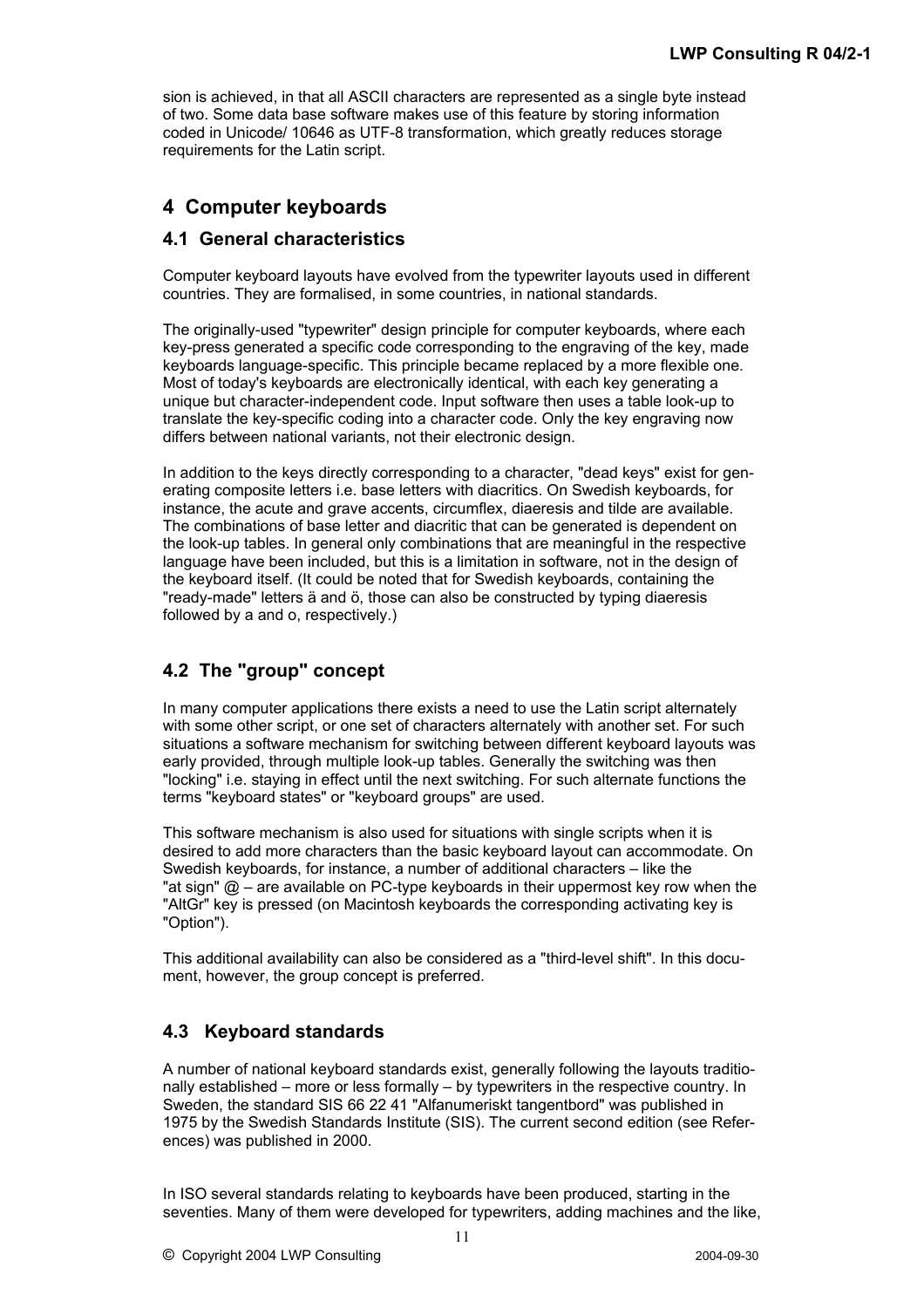sion is achieved, in that all ASCII characters are represented as a single byte instead of two. Some data base software makes use of this feature by storing information coded in Unicode/ 10646 as UTF-8 transformation, which greatly reduces storage requirements for the Latin script.

# 4 Computer keyboards

## 4.1 General characteristics

Computer keyboard layouts have evolved from the typewriter layouts used in different countries. They are formalised, in some countries, in national standards.

The originally-used "typewriter" design principle for computer keyboards, where each key-press generated a specific code corresponding to the engraving of the key, made keyboards language-specific. This principle became replaced by a more flexible one. Most of today's keyboards are electronically identical, with each key generating a unique but character-independent code. Input software then uses a table look-up to translate the key-specific coding into a character code. Only the key engraving now differs between national variants, not their electronic design.

In addition to the keys directly corresponding to a character, "dead keys" exist for generating composite letters i.e. base letters with diacritics. On Swedish keyboards, for instance, the acute and grave accents, circumflex, diaeresis and tilde are available. The combinations of base letter and diacritic that can be generated is dependent on the look-up tables. In general only combinations that are meaningful in the respective language have been included, but this is a limitation in software, not in the design of the keyboard itself. (It could be noted that for Swedish keyboards, containing the "ready-made" letters ä and ö, those can also be constructed by typing diaeresis followed by a and o, respectively.)

## 4.2 The "group" concept

In many computer applications there exists a need to use the Latin script alternately with some other script, or one set of characters alternately with another set. For such situations a software mechanism for switching between different keyboard layouts was early provided, through multiple look-up tables. Generally the switching was then "locking" i.e. staying in effect until the next switching. For such alternate functions the terms "keyboard states" or "keyboard groups" are used.

This software mechanism is also used for situations with single scripts when it is desired to add more characters than the basic keyboard layout can accommodate. On Swedish keyboards, for instance, a number of additional characters – like the "at sign" @ – are available on PC-type keyboards in their uppermost key row when the "AltGr" key is pressed (on Macintosh keyboards the corresponding activating key is "Option").

This additional availability can also be considered as a "third-level shift". In this document, however, the group concept is preferred.

## 4.3 Keyboard standards

A number of national keyboard standards exist, generally following the layouts traditionally established – more or less formally – by typewriters in the respective country. In Sweden, the standard SIS 66 22 41 "Alfanumeriskt tangentbord" was published in 1975 by the Swedish Standards Institute (SIS). The current second edition (see References) was published in 2000.

In ISO several standards relating to keyboards have been produced, starting in the seventies. Many of them were developed for typewriters, adding machines and the like,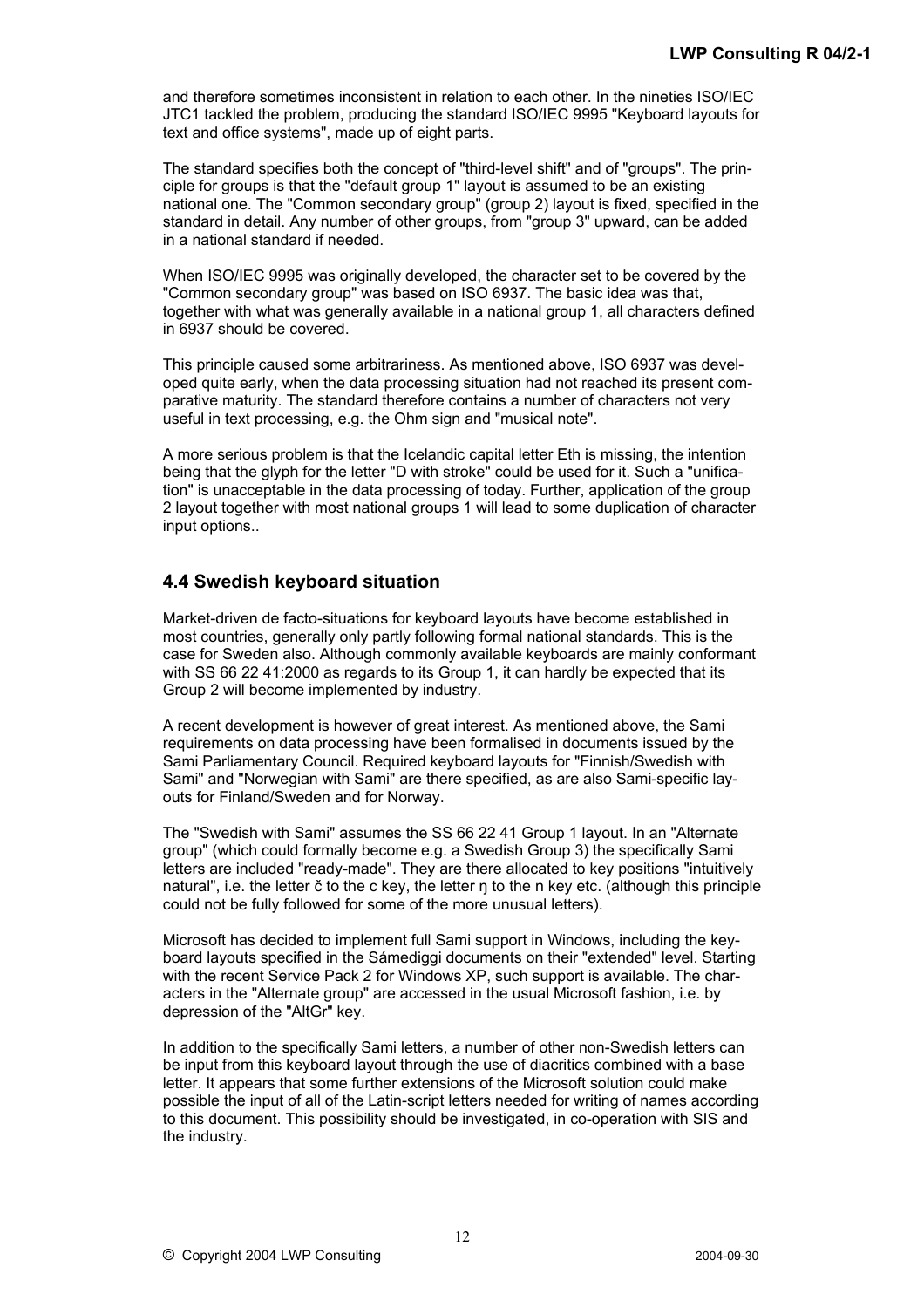and therefore sometimes inconsistent in relation to each other. In the nineties ISO/IEC JTC1 tackled the problem, producing the standard ISO/IEC 9995 "Keyboard layouts for text and office systems", made up of eight parts.

The standard specifies both the concept of "third-level shift" and of "groups". The principle for groups is that the "default group 1" layout is assumed to be an existing national one. The "Common secondary group" (group 2) layout is fixed, specified in the standard in detail. Any number of other groups, from "group 3" upward, can be added in a national standard if needed.

When ISO/IEC 9995 was originally developed, the character set to be covered by the "Common secondary group" was based on ISO 6937. The basic idea was that, together with what was generally available in a national group 1, all characters defined in 6937 should be covered.

This principle caused some arbitrariness. As mentioned above, ISO 6937 was developed quite early, when the data processing situation had not reached its present comparative maturity. The standard therefore contains a number of characters not very useful in text processing, e.g. the Ohm sign and "musical note".

A more serious problem is that the Icelandic capital letter Eth is missing, the intention being that the glyph for the letter "D with stroke" could be used for it. Such a "unification" is unacceptable in the data processing of today. Further, application of the group 2 layout together with most national groups 1 will lead to some duplication of character input options..

## 4.4 Swedish keyboard situation

Market-driven de facto-situations for keyboard layouts have become established in most countries, generally only partly following formal national standards. This is the case for Sweden also. Although commonly available keyboards are mainly conformant with SS 66 22 41:2000 as regards to its Group 1, it can hardly be expected that its Group 2 will become implemented by industry.

A recent development is however of great interest. As mentioned above, the Sami requirements on data processing have been formalised in documents issued by the Sami Parliamentary Council. Required keyboard layouts for "Finnish/Swedish with Sami" and "Norwegian with Sami" are there specified, as are also Sami-specific layouts for Finland/Sweden and for Norway.

The "Swedish with Sami" assumes the SS 66 22 41 Group 1 layout. In an "Alternate group" (which could formally become e.g. a Swedish Group 3) the specifically Sami letters are included "ready-made". They are there allocated to key positions "intuitively natural", i.e. the letter č to the c key, the letter ŋ to the n key etc. (although this principle could not be fully followed for some of the more unusual letters).

Microsoft has decided to implement full Sami support in Windows, including the keyboard layouts specified in the Sámediggi documents on their "extended" level. Starting with the recent Service Pack 2 for Windows XP, such support is available. The characters in the "Alternate group" are accessed in the usual Microsoft fashion, i.e. by depression of the "AltGr" key.

In addition to the specifically Sami letters, a number of other non-Swedish letters can be input from this keyboard layout through the use of diacritics combined with a base letter. It appears that some further extensions of the Microsoft solution could make possible the input of all of the Latin-script letters needed for writing of names according to this document. This possibility should be investigated, in co-operation with SIS and the industry.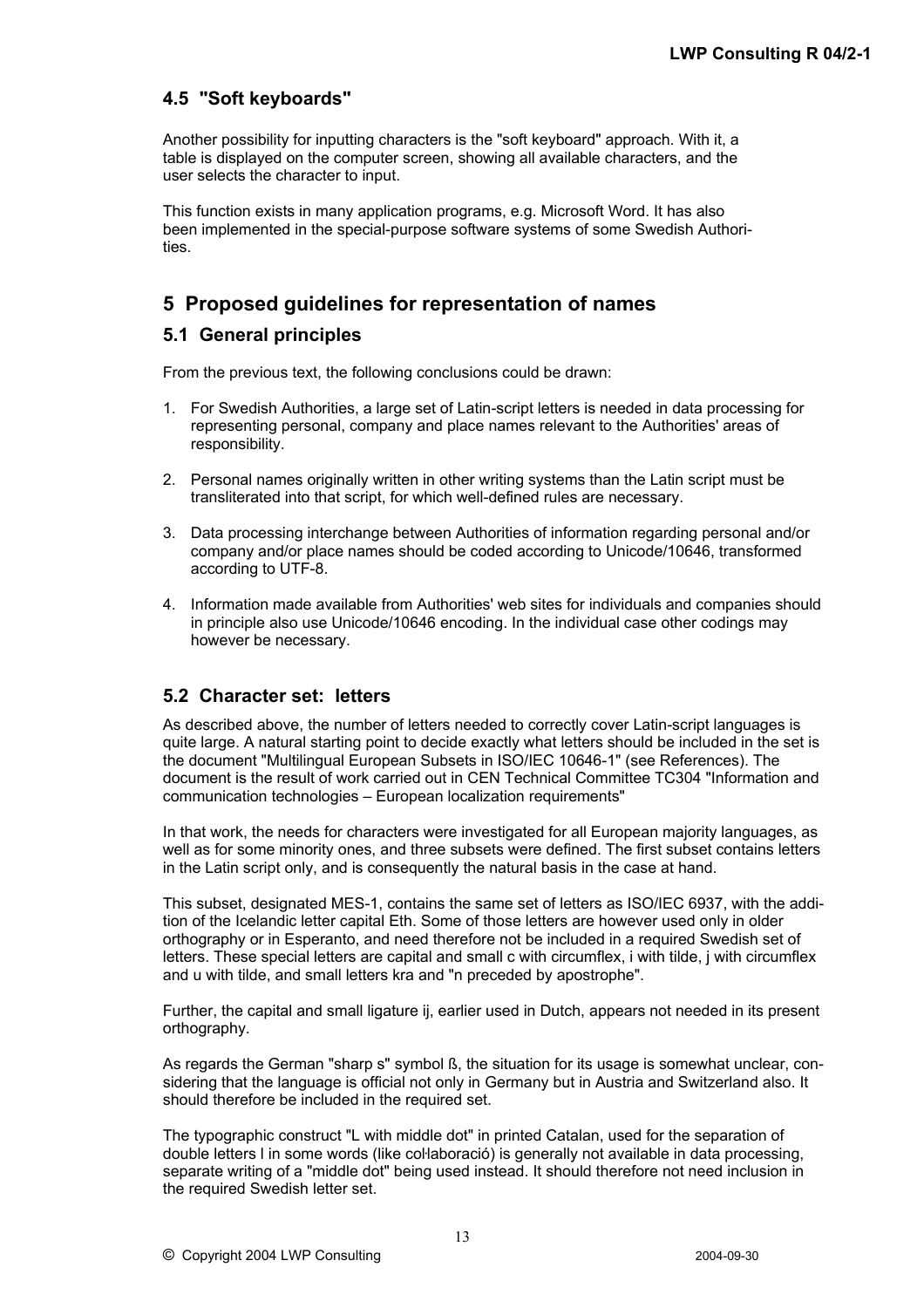## 4.5 "Soft keyboards"

Another possibility for inputting characters is the "soft keyboard" approach. With it, a table is displayed on the computer screen, showing all available characters, and the user selects the character to input.

This function exists in many application programs, e.g. Microsoft Word. It has also been implemented in the special-purpose software systems of some Swedish Authorities.

# 5 Proposed guidelines for representation of names

## 5.1 General principles

From the previous text, the following conclusions could be drawn:

1. For Swedish Authorities, a large set of Latin-script letters is needed in data processing for representing personal, company and place names relevant to the Authorities' areas of responsibility.

2. Personal names originally written in other writing systems than the Latin script must be transliterated into that script, for which well-defined rules are necessary.

3. Data processing interchange between Authorities of information regarding personal and/or company and/or place names should be coded according to Unicode/10646, transformed according to UTF-8.

4. Information made available from Authorities' web sites for individuals and companies should in principle also use Unicode/10646 encoding. In the individual case other codings may however be necessary.

## 5.2 Character set: letters

As described above, the number of letters needed to correctly cover Latin-script languages is quite large. A natural starting point to decide exactly what letters should be included in the set is the document "Multilingual European Subsets in ISO/IEC 10646-1" (see References). The document is the result of work carried out in CEN Technical Committee TC304 "Information and communication technologies – European localization requirements"

In that work, the needs for characters were investigated for all European majority languages, as well as for some minority ones, and three subsets were defined. The first subset contains letters in the Latin script only, and is consequently the natural basis in the case at hand.

This subset, designated MES-1, contains the same set of letters as ISO/IEC 6937, with the addition of the Icelandic letter capital Eth. Some of those letters are however used only in older orthography or in Esperanto, and need therefore not be included in a required Swedish set of letters. These special letters are capital and small c with circumflex, i with tilde, j with circumflex and u with tilde, and small letters kra and "n preceded by apostrophe".

Further, the capital and small ligature ij, earlier used in Dutch, appears not needed in its present orthography.

As regards the German "sharp s" symbol ß, the situation for its usage is somewhat unclear, considering that the language is official not only in Germany but in Austria and Switzerland also. It should therefore be included in the required set.

The typographic construct "L with middle dot" in printed Catalan, used for the separation of double letters l in some words (like col·laboració) is generally not available in data processing, separate writing of a "middle dot" being used instead. It should therefore not need inclusion in the required Swedish letter set.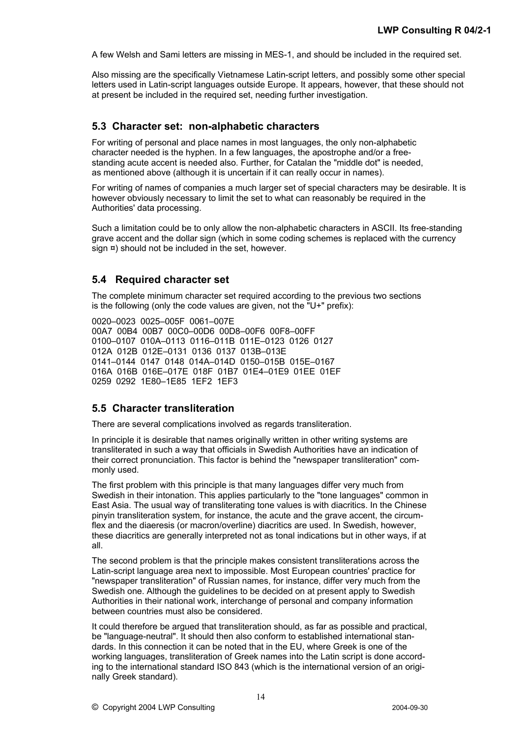A few Welsh and Sami letters are missing in MES-1, and should be included in the required set.

Also missing are the specifically Vietnamese Latin-script letters, and possibly some other special letters used in Latin-script languages outside Europe. It appears, however, that these should not at present be included in the required set, needing further investigation.

## 5.3 Character set: non-alphabetic characters

For writing of personal and place names in most languages, the only non-alphabetic character needed is the hyphen. In a few languages, the apostrophe and/or a free-standing acute accent is needed also. Further, for Catalan the "middle dot" is needed, as mentioned above (although it is uncertain if it can really occur in names).

For writing of names of companies a much larger set of special characters may be desirable. It is however obviously necessary to limit the set to what can reasonably be required in the Authorities' data processing.

Such a limitation could be to only allow the non-alphabetic characters in ASCII. Its free-standing grave accent and the dollar sign (which in some coding schemes is replaced with the currency sign ¤) should not be included in the set, however.

## 5.4 Required character set

The complete minimum character set required according to the previous two sections is the following (only the code values are given, not the "U+" prefix):

0020–0023 0025–005F 0061–007E
00A7 00B4 00B7 00C0–00D6 00D8–00F6 00F8–00FF
0100–0107 010A–0113 0116–011B 011E–0123 0126 0127
012A 012B 012E–0131 0136 0137 013B–013E
0141–0144 0147 0148 014A–014D 0150–015B 015E–0167
016A 016B 016E–017E 018F 01B7 01E4–01E9 01EE 01EF
0259 0292 1E80–1E85 1EF2 1EF3

## 5.5 Character transliteration

There are several complications involved as regards transliteration.

In principle it is desirable that names originally written in other writing systems are transliterated in such a way that officials in Swedish Authorities have an indication of their correct pronunciation. This factor is behind the "newspaper transliteration" commonly used.

The first problem with this principle is that many languages differ very much from Swedish in their intonation. This applies particularly to the "tone languages" common in East Asia. The usual way of transliterating tone values is with diacritics. In the Chinese pinyin transliteration system, for instance, the acute and the grave accent, the circumflex and the diaeresis (or macron/overline) diacritics are used. In Swedish, however, these diacritics are generally interpreted not as tonal indications but in other ways, if at all.

The second problem is that the principle makes consistent transliterations across the Latin-script language area next to impossible. Most European countries' practice for "newspaper transliteration" of Russian names, for instance, differ very much from the Swedish one. Although the guidelines to be decided on at present apply to Swedish Authorities in their national work, interchange of personal and company information between countries must also be considered.

It could therefore be argued that transliteration should, as far as possible and practical, be "language-neutral". It should then also conform to established international standards. In this connection it can be noted that in the EU, where Greek is one of the working languages, transliteration of Greek names into the Latin script is done according to the international standard ISO 843 (which is the international version of an originally Greek standard).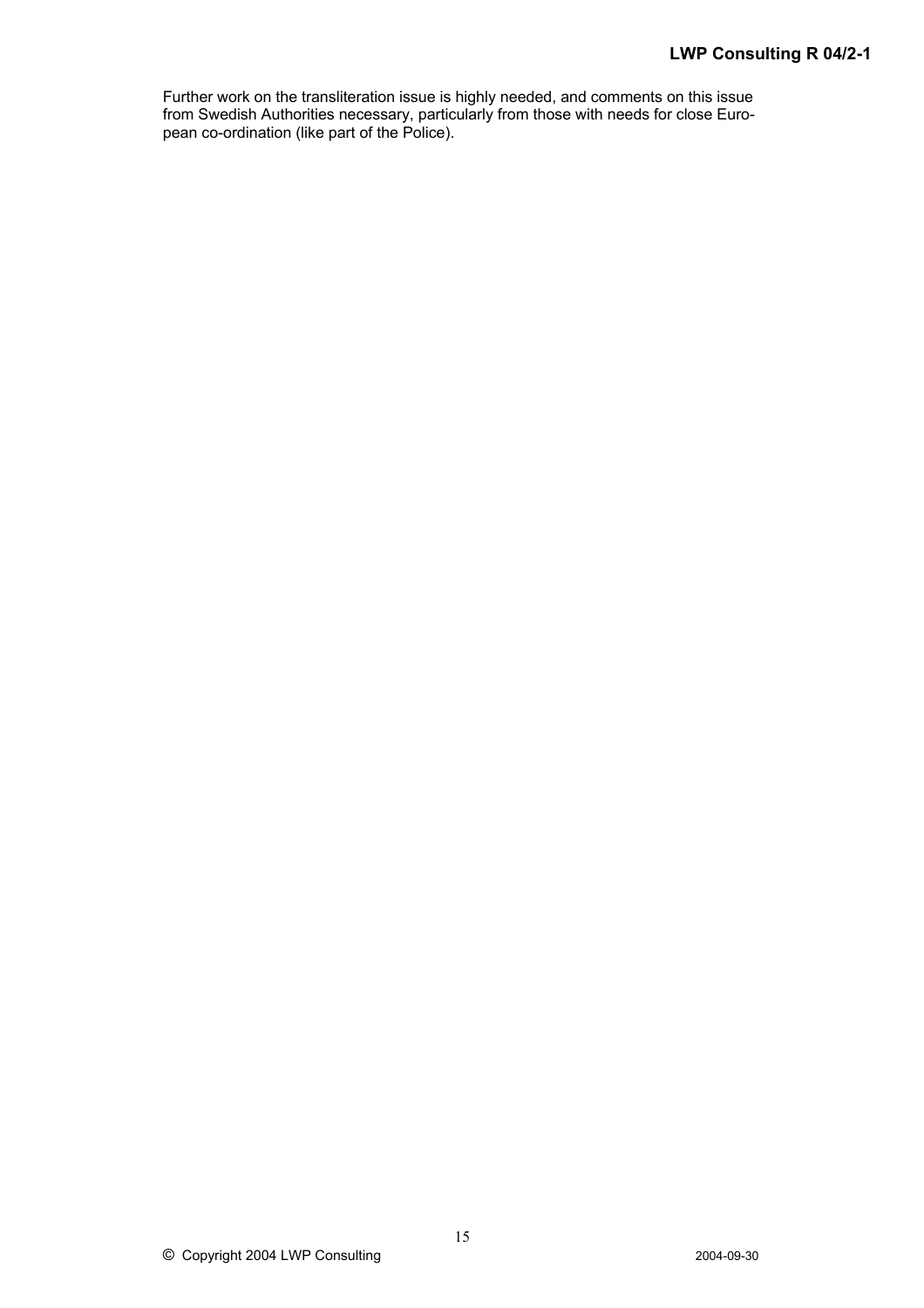Further work on the transliteration issue is highly needed, and comments on this issue from Swedish Authorities necessary, particularly from those with needs for close European co-ordination (like part of the Police).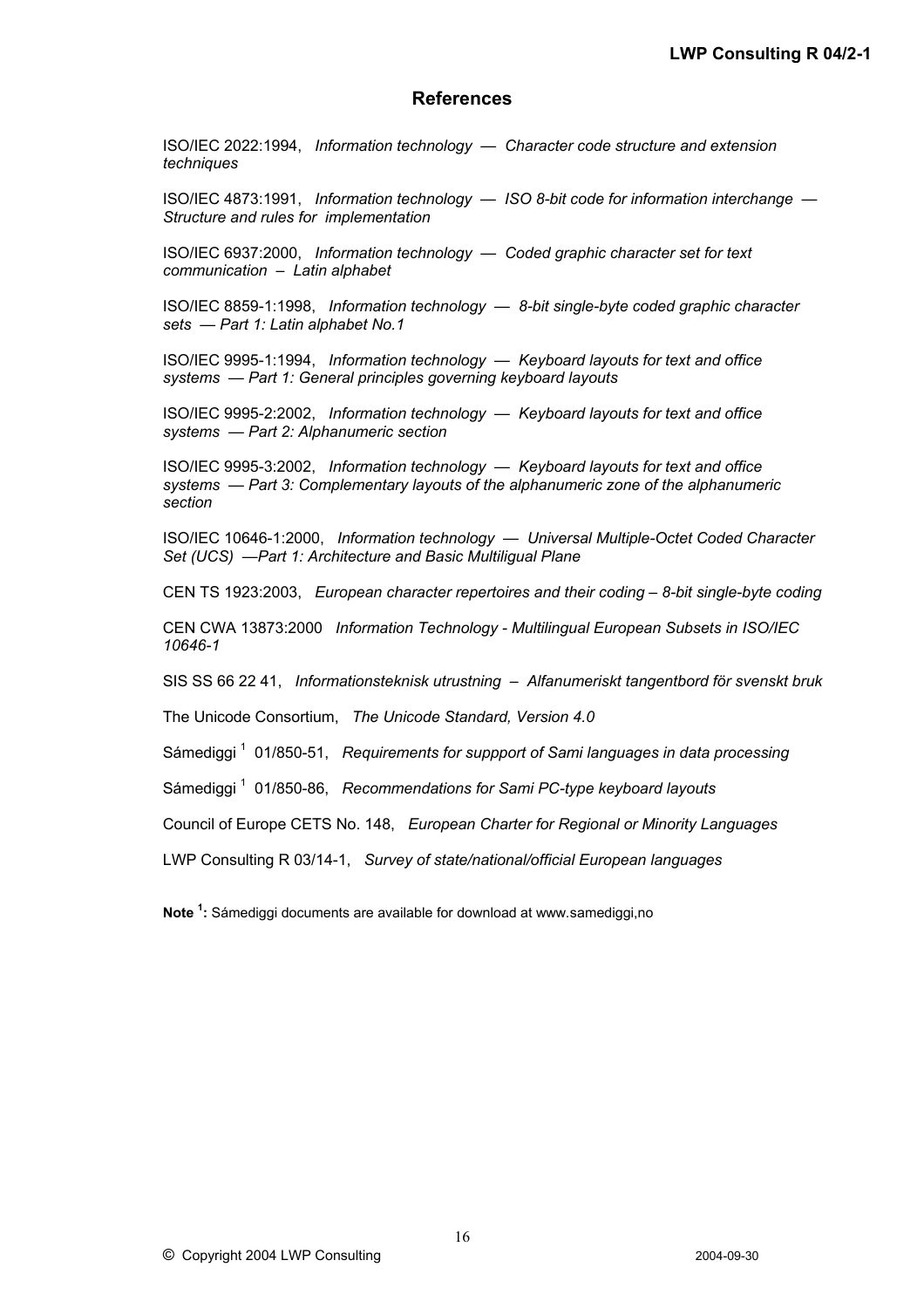## References

ISO/IEC 2022:1994, *Information technology — Character code structure and extension techniques*

ISO/IEC 4873:1991, *Information technology — ISO 8-bit code for information interchange — Structure and rules for implementation*

ISO/IEC 6937:2000, *Information technology — Coded graphic character set for text communication – Latin alphabet*

ISO/IEC 8859-1:1998, *Information technology — 8-bit single-byte coded graphic character sets — Part 1: Latin alphabet No.1*

ISO/IEC 9995-1:1994, *Information technology — Keyboard layouts for text and office systems — Part 1: General principles governing keyboard layouts*

ISO/IEC 9995-2:2002, *Information technology — Keyboard layouts for text and office systems — Part 2: Alphanumeric section*

ISO/IEC 9995-3:2002, *Information technology — Keyboard layouts for text and office systems — Part 3: Complementary layouts of the alphanumeric zone of the alphanumeric section*

ISO/IEC 10646-1:2000, *Information technology — Universal Multiple-Octet Coded Character Set (UCS) —Part 1: Architecture and Basic Multiligual Plane*

CEN TS 1923:2003, *European character repertoires and their coding – 8-bit single-byte coding*

CEN CWA 13873:2000 *Information Technology - Multilingual European Subsets in ISO/IEC 10646-1*

SIS SS 66 22 41, *Informationsteknisk utrustning – Alfanumeriskt tangentbord för svenskt bruk*

The Unicode Consortium, *The Unicode Standard, Version 4.0*

Sámediggi [1] 01/850-51, *Requirements for suppport of Sami languages in data processing*

Sámediggi [1] 01/850-86, *Recommendations for Sami PC-type keyboard layouts*

Council of Europe CETS No. 148, *European Charter for Regional or Minority Languages*

LWP Consulting R 03/14-1, *Survey of state/national/official European languages*

**Note [1]:** Sámediggi documents are available for download at www.samediggi,no

© Copyright 2004 LWP Consulting 2004-09-30